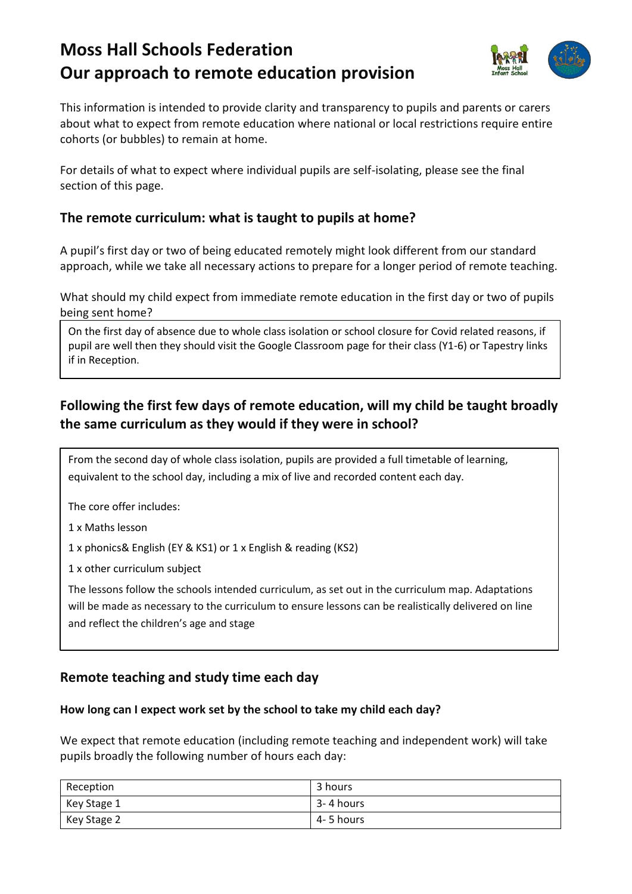# Moss Hall Schools Federation
# Our approach to remote education provision

This information is intended to provide clarity and transparency to pupils and parents or carers about what to expect from remote education where national or local restrictions require entire cohorts (or bubbles) to remain at home.

For details of what to expect where individual pupils are self-isolating, please see the final section of this page.

## The remote curriculum: what is taught to pupils at home?

A pupil's first day or two of being educated remotely might look different from our standard approach, while we take all necessary actions to prepare for a longer period of remote teaching.

What should my child expect from immediate remote education in the first day or two of pupils being sent home?

On the first day of absence due to whole class isolation or school closure for Covid related reasons, if pupil are well then they should visit the Google Classroom page for their class (Y1-6) or Tapestry links if in Reception.

## Following the first few days of remote education, will my child be taught broadly the same curriculum as they would if they were in school?

From the second day of whole class isolation, pupils are provided a full timetable of learning, equivalent to the school day, including a mix of live and recorded content each day.

The core offer includes:

1 x Maths lesson

1 x phonics& English (EY & KS1) or 1 x English & reading (KS2)

1 x other curriculum subject

The lessons follow the schools intended curriculum, as set out in the curriculum map. Adaptations will be made as necessary to the curriculum to ensure lessons can be realistically delivered on line and reflect the children's age and stage

## Remote teaching and study time each day

### How long can I expect work set by the school to take my child each day?

We expect that remote education (including remote teaching and independent work) will take pupils broadly the following number of hours each day:

| | |
|---|---|
| Reception | 3 hours |
| Key Stage 1 | 3- 4 hours |
| Key Stage 2 | 4- 5 hours |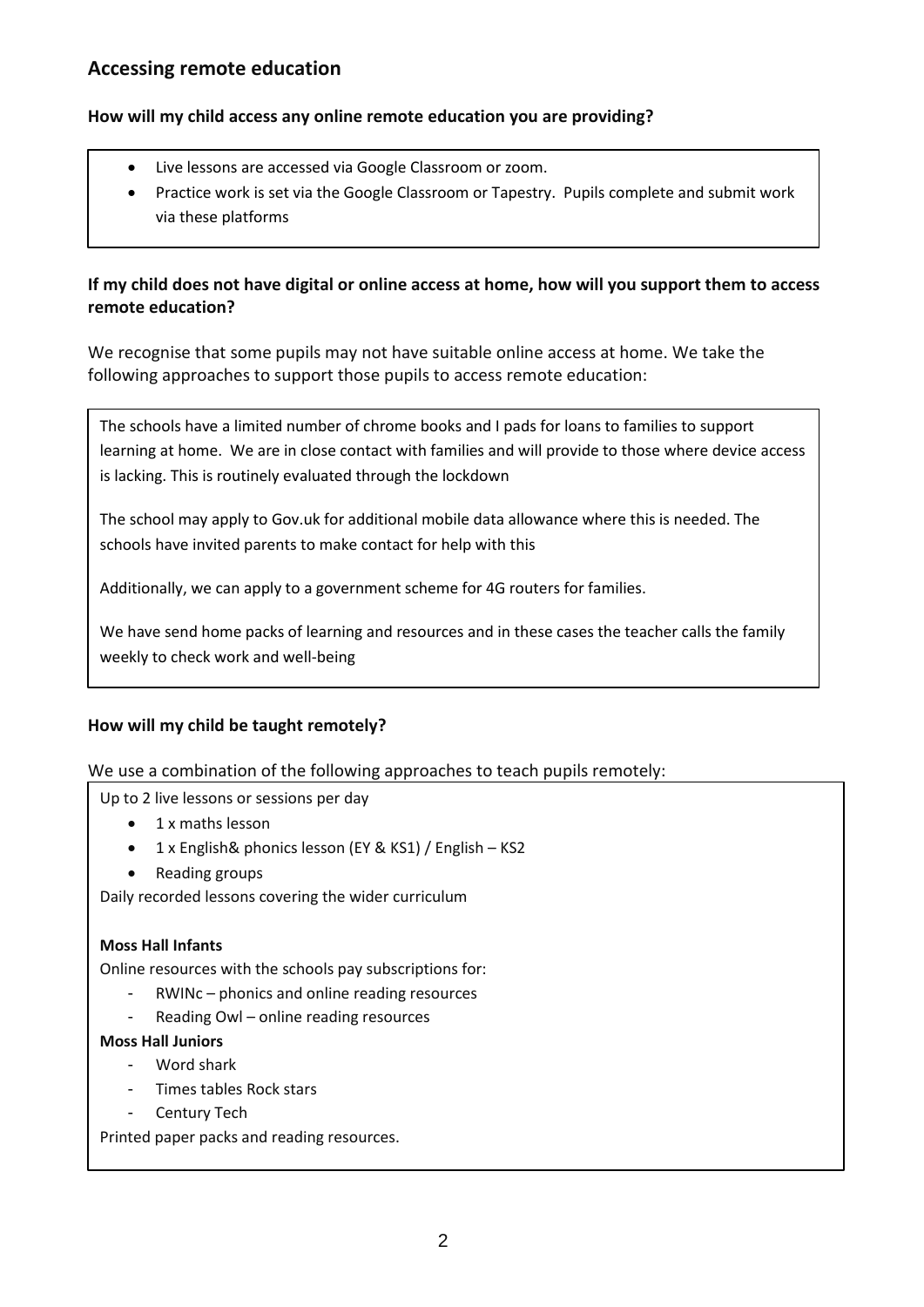## Accessing remote education

**How will my child access any online remote education you are providing?**

- Live lessons are accessed via Google Classroom or zoom.
- Practice work is set via the Google Classroom or Tapestry. Pupils complete and submit work via these platforms

**If my child does not have digital or online access at home, how will you support them to access remote education?**

We recognise that some pupils may not have suitable online access at home. We take the following approaches to support those pupils to access remote education:

The schools have a limited number of chrome books and I pads for loans to families to support learning at home. We are in close contact with families and will provide to those where device access is lacking. This is routinely evaluated through the lockdown

The school may apply to Gov.uk for additional mobile data allowance where this is needed. The schools have invited parents to make contact for help with this

Additionally, we can apply to a government scheme for 4G routers for families.

We have send home packs of learning and resources and in these cases the teacher calls the family weekly to check work and well-being

**How will my child be taught remotely?**

We use a combination of the following approaches to teach pupils remotely:

Up to 2 live lessons or sessions per day

- 1 x maths lesson
- 1 x English& phonics lesson (EY & KS1) / English – KS2
- Reading groups

Daily recorded lessons covering the wider curriculum

**Moss Hall Infants**

Online resources with the schools pay subscriptions for:

- RWINc – phonics and online reading resources
- Reading Owl – online reading resources

**Moss Hall Juniors**

- Word shark
- Times tables Rock stars
- Century Tech

Printed paper packs and reading resources.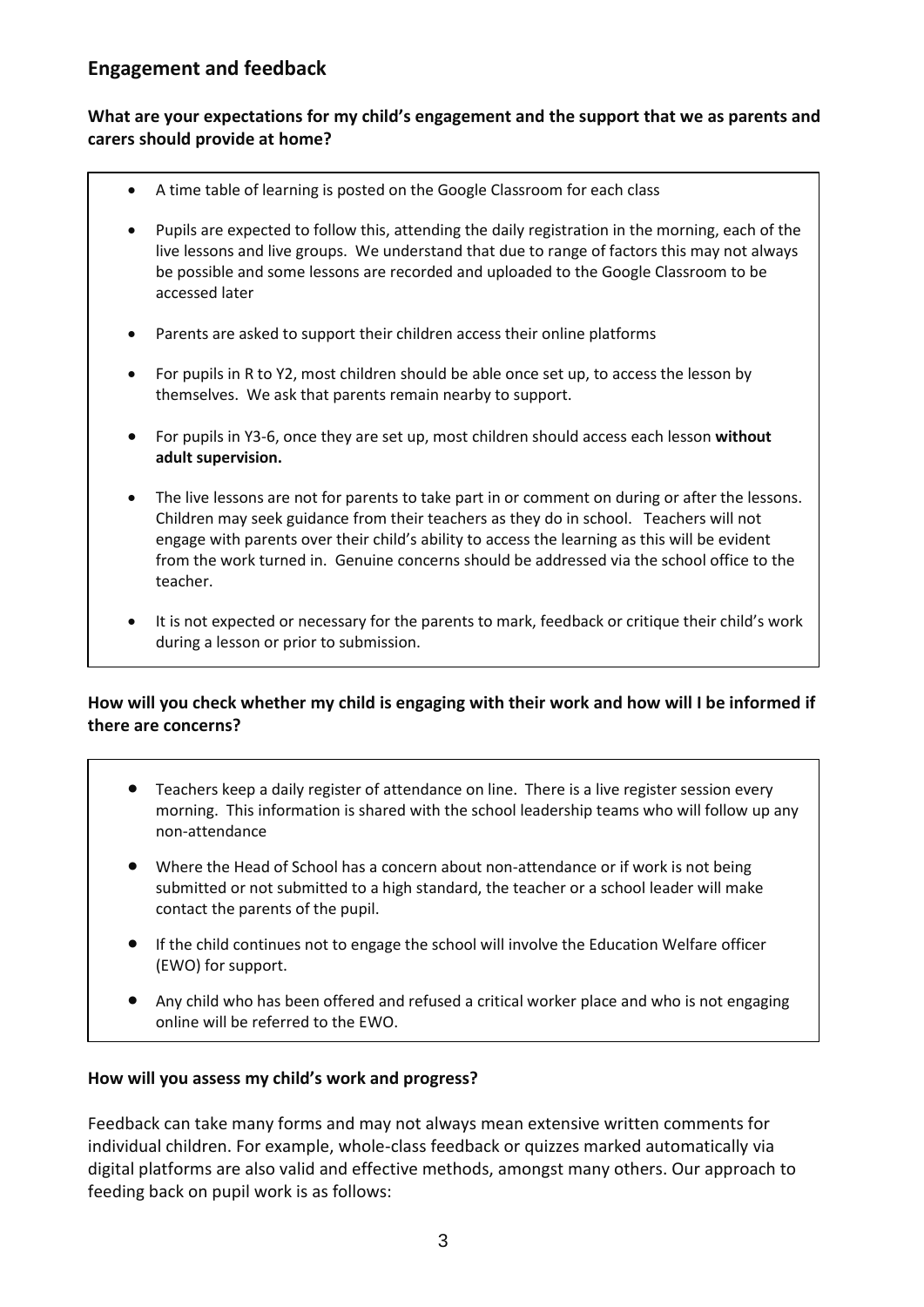## Engagement and feedback

**What are your expectations for my child's engagement and the support that we as parents and carers should provide at home?**

- A time table of learning is posted on the Google Classroom for each class
- Pupils are expected to follow this, attending the daily registration in the morning, each of the live lessons and live groups. We understand that due to range of factors this may not always be possible and some lessons are recorded and uploaded to the Google Classroom to be accessed later
- Parents are asked to support their children access their online platforms
- For pupils in R to Y2, most children should be able once set up, to access the lesson by themselves. We ask that parents remain nearby to support.
- For pupils in Y3-6, once they are set up, most children should access each lesson **without adult supervision.**
- The live lessons are not for parents to take part in or comment on during or after the lessons. Children may seek guidance from their teachers as they do in school. Teachers will not engage with parents over their child's ability to access the learning as this will be evident from the work turned in. Genuine concerns should be addressed via the school office to the teacher.
- It is not expected or necessary for the parents to mark, feedback or critique their child's work during a lesson or prior to submission.

**How will you check whether my child is engaging with their work and how will I be informed if there are concerns?**

- Teachers keep a daily register of attendance on line. There is a live register session every morning. This information is shared with the school leadership teams who will follow up any non-attendance
- Where the Head of School has a concern about non-attendance or if work is not being submitted or not submitted to a high standard, the teacher or a school leader will make contact the parents of the pupil.
- If the child continues not to engage the school will involve the Education Welfare officer (EWO) for support.
- Any child who has been offered and refused a critical worker place and who is not engaging online will be referred to the EWO.

**How will you assess my child's work and progress?**

Feedback can take many forms and may not always mean extensive written comments for individual children. For example, whole-class feedback or quizzes marked automatically via digital platforms are also valid and effective methods, amongst many others. Our approach to feeding back on pupil work is as follows: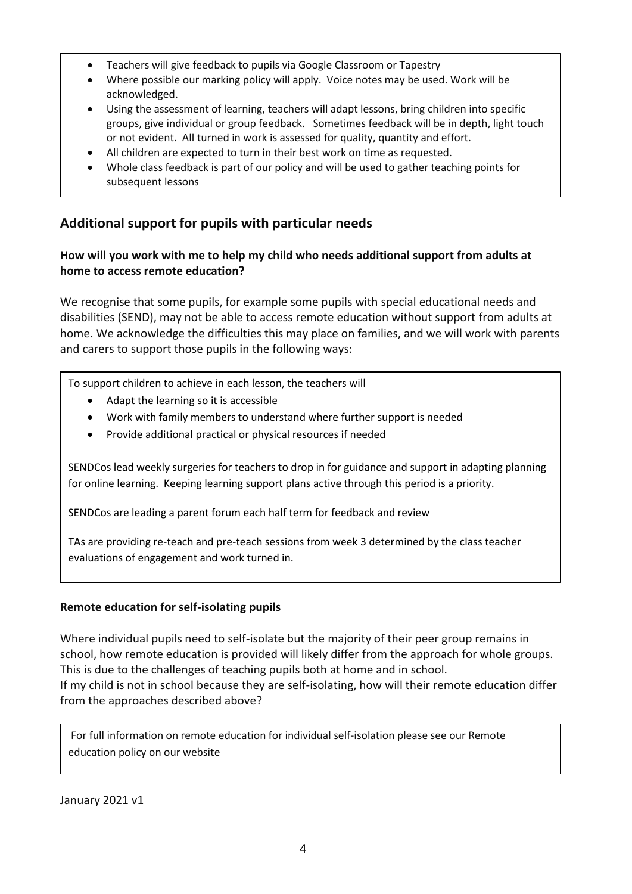- Teachers will give feedback to pupils via Google Classroom or Tapestry
- Where possible our marking policy will apply. Voice notes may be used. Work will be acknowledged.
- Using the assessment of learning, teachers will adapt lessons, bring children into specific groups, give individual or group feedback. Sometimes feedback will be in depth, light touch or not evident. All turned in work is assessed for quality, quantity and effort.
- All children are expected to turn in their best work on time as requested.
- Whole class feedback is part of our policy and will be used to gather teaching points for subsequent lessons

## Additional support for pupils with particular needs

**How will you work with me to help my child who needs additional support from adults at home to access remote education?**

We recognise that some pupils, for example some pupils with special educational needs and disabilities (SEND), may not be able to access remote education without support from adults at home. We acknowledge the difficulties this may place on families, and we will work with parents and carers to support those pupils in the following ways:

To support children to achieve in each lesson, the teachers will

- Adapt the learning so it is accessible
- Work with family members to understand where further support is needed
- Provide additional practical or physical resources if needed

SENDCos lead weekly surgeries for teachers to drop in for guidance and support in adapting planning for online learning. Keeping learning support plans active through this period is a priority.

SENDCos are leading a parent forum each half term for feedback and review

TAs are providing re-teach and pre-teach sessions from week 3 determined by the class teacher evaluations of engagement and work turned in.

**Remote education for self-isolating pupils**

Where individual pupils need to self-isolate but the majority of their peer group remains in school, how remote education is provided will likely differ from the approach for whole groups. This is due to the challenges of teaching pupils both at home and in school.
If my child is not in school because they are self-isolating, how will their remote education differ from the approaches described above?

For full information on remote education for individual self-isolation please see our Remote education policy on our website

January 2021 v1